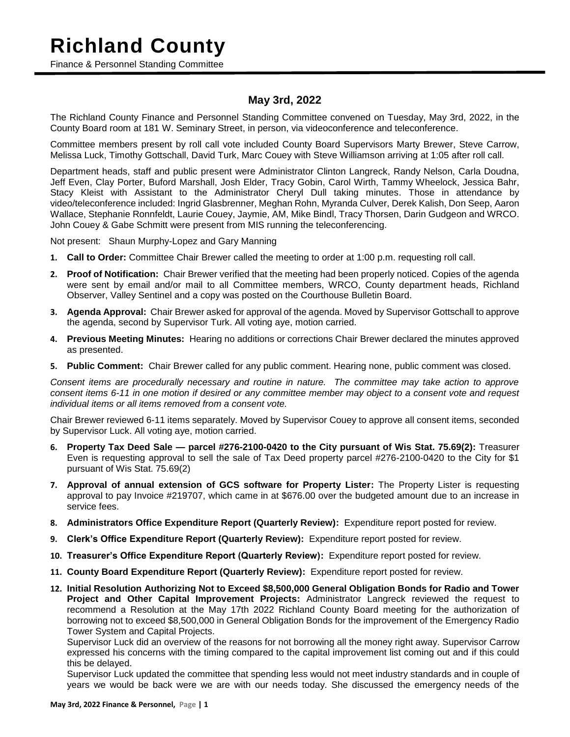# Richland County

Finance & Personnel Standing Committee

## May 3rd, 2022

The Richland County Finance and Personnel Standing Committee convened on Tuesday, May 3rd, 2022, in the County Board room at 181 W. Seminary Street, in person, via videoconference and teleconference.

Committee members present by roll call vote included County Board Supervisors Marty Brewer, Steve Carrow, Melissa Luck, Timothy Gottschall, David Turk, Marc Couey with Steve Williamson arriving at 1:05 after roll call.

Department heads, staff and public present were Administrator Clinton Langreck, Randy Nelson, Carla Doudna, Jeff Even, Clay Porter, Buford Marshall, Josh Elder, Tracy Gobin, Carol Wirth, Tammy Wheelock, Jessica Bahr, Stacy Kleist with Assistant to the Administrator Cheryl Dull taking minutes. Those in attendance by video/teleconference included: Ingrid Glasbrenner, Meghan Rohn, Myranda Culver, Derek Kalish, Don Seep, Aaron Wallace, Stephanie Ronnfeldt, Laurie Couey, Jaymie, AM, Mike Bindl, Tracy Thorsen, Darin Gudgeon and WRCO. John Couey & Gabe Schmitt were present from MIS running the teleconferencing.

Not present: Shaun Murphy-Lopez and Gary Manning

1. **Call to Order:** Committee Chair Brewer called the meeting to order at 1:00 p.m. requesting roll call.
2. **Proof of Notification:** Chair Brewer verified that the meeting had been properly noticed. Copies of the agenda were sent by email and/or mail to all Committee members, WRCO, County department heads, Richland Observer, Valley Sentinel and a copy was posted on the Courthouse Bulletin Board.
3. **Agenda Approval:** Chair Brewer asked for approval of the agenda. Moved by Supervisor Gottschall to approve the agenda, second by Supervisor Turk. All voting aye, motion carried.
4. **Previous Meeting Minutes:** Hearing no additions or corrections Chair Brewer declared the minutes approved as presented.
5. **Public Comment:** Chair Brewer called for any public comment. Hearing none, public comment was closed.

*Consent items are procedurally necessary and routine in nature. The committee may take action to approve consent items 6-11 in one motion if desired or any committee member may object to a consent vote and request individual items or all items removed from a consent vote.*

Chair Brewer reviewed 6-11 items separately. Moved by Supervisor Couey to approve all consent items, seconded by Supervisor Luck. All voting aye, motion carried.

6. **Property Tax Deed Sale — parcel #276-2100-0420 to the City pursuant of Wis Stat. 75.69(2):** Treasurer Even is requesting approval to sell the sale of Tax Deed property parcel #276-2100-0420 to the City for $1 pursuant of Wis Stat. 75.69(2)
7. **Approval of annual extension of GCS software for Property Lister:** The Property Lister is requesting approval to pay Invoice #219707, which came in at $676.00 over the budgeted amount due to an increase in service fees.
8. **Administrators Office Expenditure Report (Quarterly Review):** Expenditure report posted for review.
9. **Clerk's Office Expenditure Report (Quarterly Review):** Expenditure report posted for review.
10. **Treasurer's Office Expenditure Report (Quarterly Review):** Expenditure report posted for review.
11. **County Board Expenditure Report (Quarterly Review):** Expenditure report posted for review.
12. **Initial Resolution Authorizing Not to Exceed $8,500,000 General Obligation Bonds for Radio and Tower Project and Other Capital Improvement Projects:** Administrator Langreck reviewed the request to recommend a Resolution at the May 17th 2022 Richland County Board meeting for the authorization of borrowing not to exceed $8,500,000 in General Obligation Bonds for the improvement of the Emergency Radio Tower System and Capital Projects.

    Supervisor Luck did an overview of the reasons for not borrowing all the money right away. Supervisor Carrow expressed his concerns with the timing compared to the capital improvement list coming out and if this could this be delayed.

    Supervisor Luck updated the committee that spending less would not meet industry standards and in couple of years we would be back were we are with our needs today. She discussed the emergency needs of the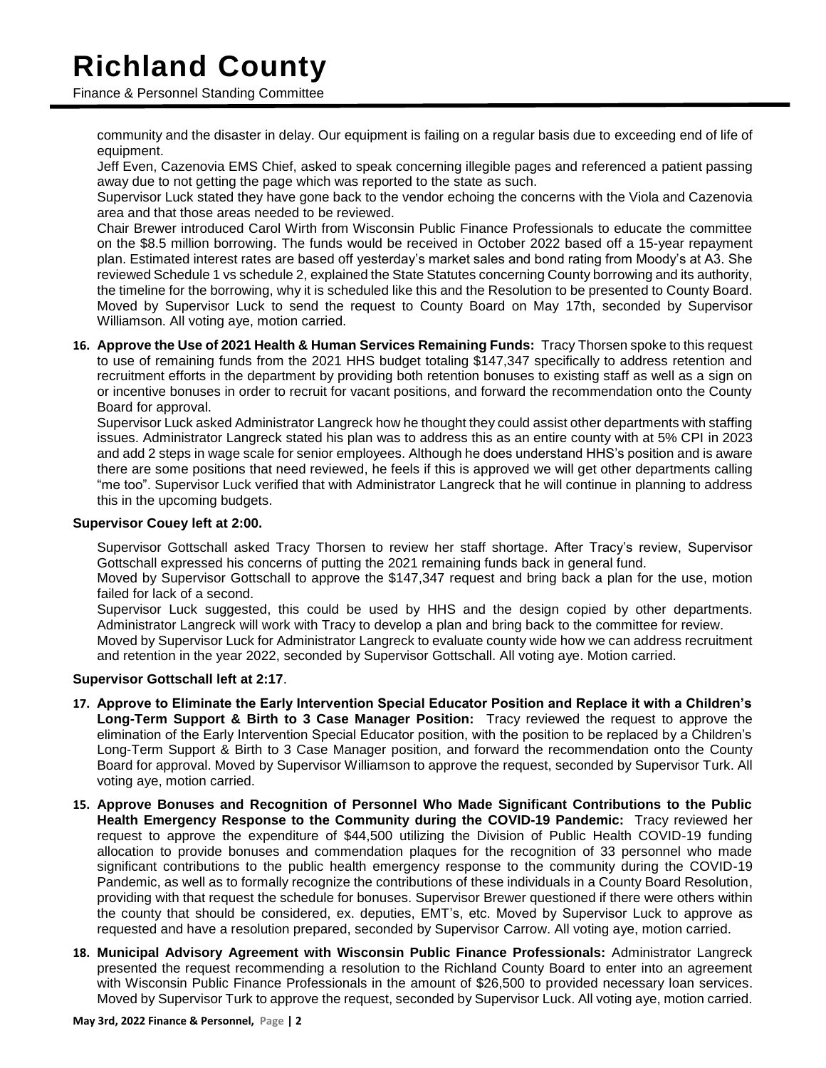community and the disaster in delay. Our equipment is failing on a regular basis due to exceeding end of life of equipment.

Jeff Even, Cazenovia EMS Chief, asked to speak concerning illegible pages and referenced a patient passing away due to not getting the page which was reported to the state as such.

Supervisor Luck stated they have gone back to the vendor echoing the concerns with the Viola and Cazenovia area and that those areas needed to be reviewed.

Chair Brewer introduced Carol Wirth from Wisconsin Public Finance Professionals to educate the committee on the $8.5 million borrowing. The funds would be received in October 2022 based off a 15-year repayment plan. Estimated interest rates are based off yesterday's market sales and bond rating from Moody's at A3. She reviewed Schedule 1 vs schedule 2, explained the State Statutes concerning County borrowing and its authority, the timeline for the borrowing, why it is scheduled like this and the Resolution to be presented to County Board. Moved by Supervisor Luck to send the request to County Board on May 17th, seconded by Supervisor Williamson. All voting aye, motion carried.

16. **Approve the Use of 2021 Health & Human Services Remaining Funds:** Tracy Thorsen spoke to this request to use of remaining funds from the 2021 HHS budget totaling $147,347 specifically to address retention and recruitment efforts in the department by providing both retention bonuses to existing staff as well as a sign on or incentive bonuses in order to recruit for vacant positions, and forward the recommendation onto the County Board for approval.

   Supervisor Luck asked Administrator Langreck how he thought they could assist other departments with staffing issues. Administrator Langreck stated his plan was to address this as an entire county with at 5% CPI in 2023 and add 2 steps in wage scale for senior employees. Although he does understand HHS's position and is aware there are some positions that need reviewed, he feels if this is approved we will get other departments calling "me too". Supervisor Luck verified that with Administrator Langreck that he will continue in planning to address this in the upcoming budgets.

**Supervisor Couey left at 2:00.**

Supervisor Gottschall asked Tracy Thorsen to review her staff shortage. After Tracy's review, Supervisor Gottschall expressed his concerns of putting the 2021 remaining funds back in general fund.

Moved by Supervisor Gottschall to approve the $147,347 request and bring back a plan for the use, motion failed for lack of a second.

Supervisor Luck suggested, this could be used by HHS and the design copied by other departments. Administrator Langreck will work with Tracy to develop a plan and bring back to the committee for review.

Moved by Supervisor Luck for Administrator Langreck to evaluate county wide how we can address recruitment and retention in the year 2022, seconded by Supervisor Gottschall. All voting aye. Motion carried.

**Supervisor Gottschall left at 2:17**.

17. **Approve to Eliminate the Early Intervention Special Educator Position and Replace it with a Children's Long-Term Support & Birth to 3 Case Manager Position:** Tracy reviewed the request to approve the elimination of the Early Intervention Special Educator position, with the position to be replaced by a Children's Long-Term Support & Birth to 3 Case Manager position, and forward the recommendation onto the County Board for approval. Moved by Supervisor Williamson to approve the request, seconded by Supervisor Turk. All voting aye, motion carried.

15. **Approve Bonuses and Recognition of Personnel Who Made Significant Contributions to the Public Health Emergency Response to the Community during the COVID-19 Pandemic:** Tracy reviewed her request to approve the expenditure of $44,500 utilizing the Division of Public Health COVID-19 funding allocation to provide bonuses and commendation plaques for the recognition of 33 personnel who made significant contributions to the public health emergency response to the community during the COVID-19 Pandemic, as well as to formally recognize the contributions of these individuals in a County Board Resolution, providing with that request the schedule for bonuses. Supervisor Brewer questioned if there were others within the county that should be considered, ex. deputies, EMT's, etc. Moved by Supervisor Luck to approve as requested and have a resolution prepared, seconded by Supervisor Carrow. All voting aye, motion carried.

18. **Municipal Advisory Agreement with Wisconsin Public Finance Professionals:** Administrator Langreck presented the request recommending a resolution to the Richland County Board to enter into an agreement with Wisconsin Public Finance Professionals in the amount of $26,500 to provided necessary loan services. Moved by Supervisor Turk to approve the request, seconded by Supervisor Luck. All voting aye, motion carried.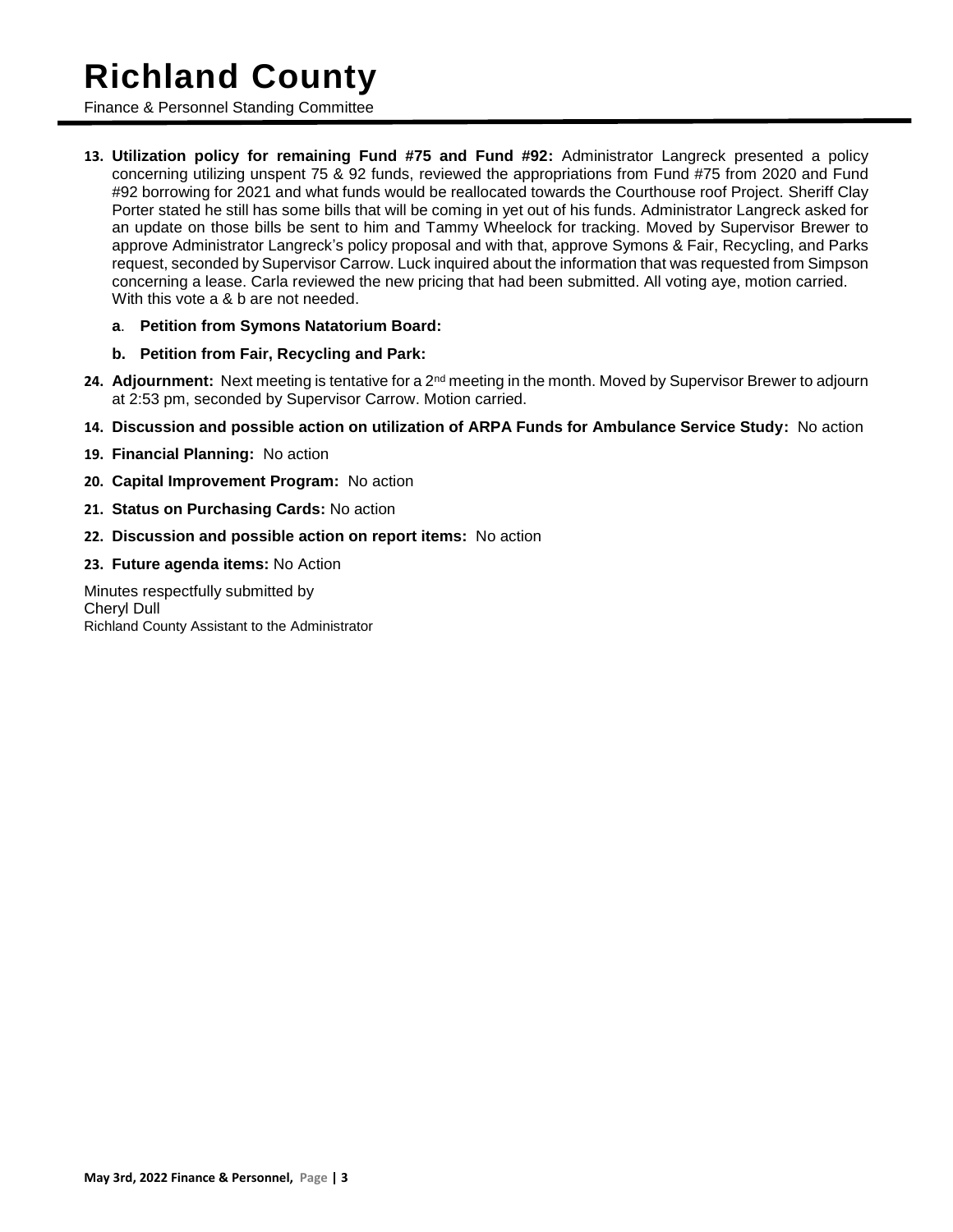# Richland County

Finance & Personnel Standing Committee

**13. Utilization policy for remaining Fund #75 and Fund #92:** Administrator Langreck presented a policy concerning utilizing unspent 75 & 92 funds, reviewed the appropriations from Fund #75 from 2020 and Fund #92 borrowing for 2021 and what funds would be reallocated towards the Courthouse roof Project. Sheriff Clay Porter stated he still has some bills that will be coming in yet out of his funds. Administrator Langreck asked for an update on those bills be sent to him and Tammy Wheelock for tracking. Moved by Supervisor Brewer to approve Administrator Langreck's policy proposal and with that, approve Symons & Fair, Recycling, and Parks request, seconded by Supervisor Carrow. Luck inquired about the information that was requested from Simpson concerning a lease. Carla reviewed the new pricing that had been submitted. All voting aye, motion carried. With this vote a & b are not needed.

- **a. Petition from Symons Natatorium Board:**
- **b. Petition from Fair, Recycling and Park:**

**24. Adjournment:** Next meeting is tentative for a 2nd meeting in the month. Moved by Supervisor Brewer to adjourn at 2:53 pm, seconded by Supervisor Carrow. Motion carried.

**14. Discussion and possible action on utilization of ARPA Funds for Ambulance Service Study:** No action

**19. Financial Planning:** No action

**20. Capital Improvement Program:** No action

**21. Status on Purchasing Cards:** No action

**22. Discussion and possible action on report items:** No action

**23. Future agenda items:** No Action

Minutes respectfully submitted by
Cheryl Dull
Richland County Assistant to the Administrator